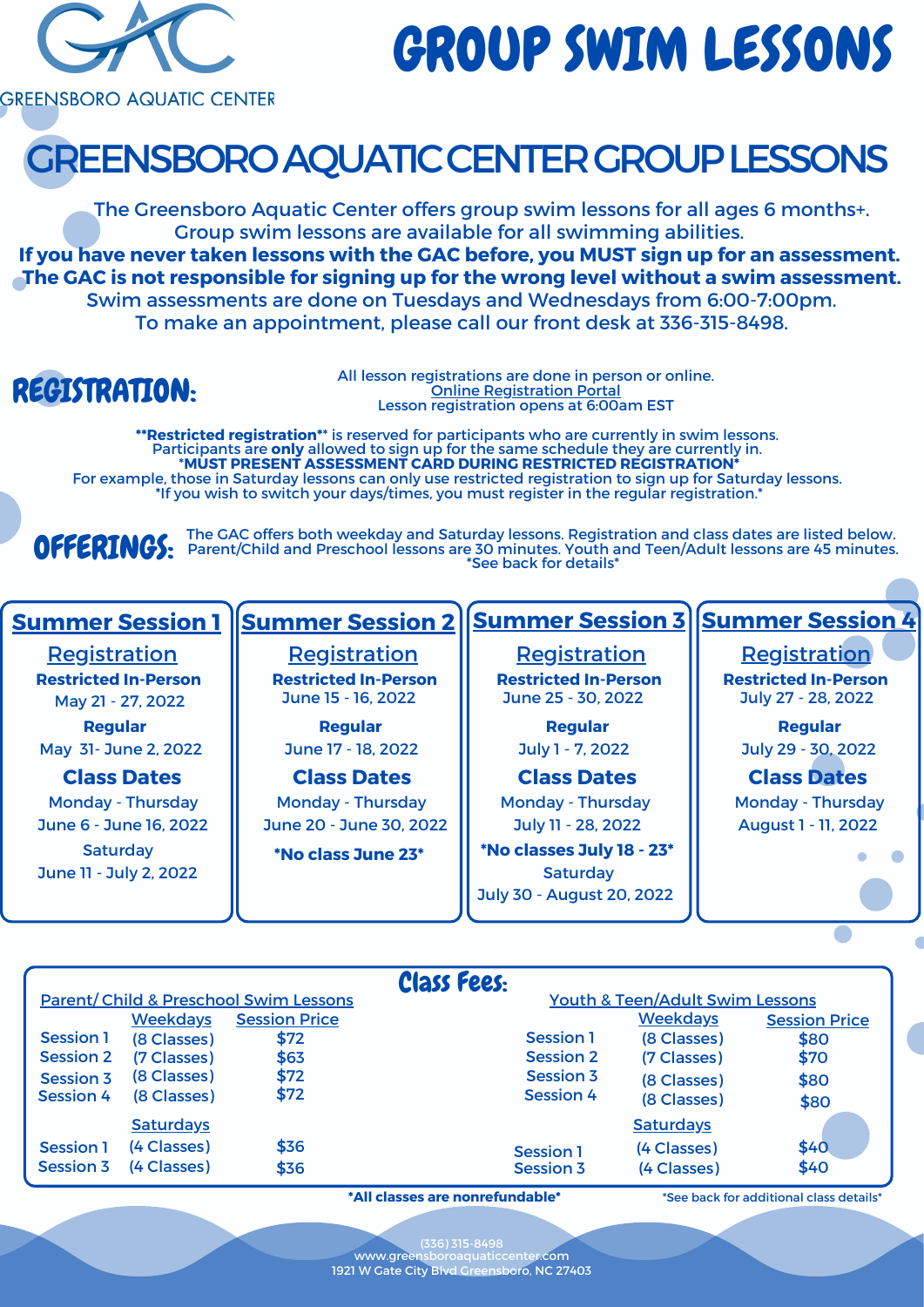GAC

GREENSBORO AQUATIC CENTER

# GROUP SWIM LESSONS

## GREENSBORO AQUATIC CENTER GROUP LESSONS

The Greensboro Aquatic Center offers group swim lessons for all ages 6 months+.
Group swim lessons are available for all swimming abilities.
**If you have never taken lessons with the GAC before, you MUST sign up for an assessment.**
**The GAC is not responsible for signing up for the wrong level without a swim assessment.**
Swim assessments are done on Tuesdays and Wednesdays from 6:00-7:00pm.
To make an appointment, please call our front desk at 336-315-8498.

## REGISTRATION:

All lesson registrations are done in person or online.
Online Registration Portal
Lesson registration opens at 6:00am EST

****Restricted registration**** is reserved for participants who are currently in swim lessons.
Participants are **only** allowed to sign up for the same schedule they are currently in.
***MUST PRESENT ASSESSMENT CARD DURING RESTRICTED REGISTRATION***
For example, those in Saturday lessons can only use restricted registration to sign up for Saturday lessons.
*If you wish to switch your days/times, you must register in the regular registration.*

## OFFERINGS:

The GAC offers both weekday and Saturday lessons. Registration and class dates are listed below.
Parent/Child and Preschool lessons are 30 minutes. Youth and Teen/Adult lessons are 45 minutes.
*See back for details*

| Summer Session 1 | Summer Session 2 | Summer Session 3 | Summer Session 4 |
|---|---|---|---|
| **Registration** | **Registration** | **Registration** | **Registration** |
| **Restricted In-Person** May 21 - 27, 2022 | **Restricted In-Person** June 15 - 16, 2022 | **Restricted In-Person** June 25 - 30, 2022 | **Restricted In-Person** July 27 - 28, 2022 |
| **Regular** May 31- June 2, 2022 | **Regular** June 17 - 18, 2022 | **Regular** July 1 - 7, 2022 | **Regular** July 29 - 30, 2022 |
| **Class Dates** | **Class Dates** | **Class Dates** | **Class Dates** |
| Monday - Thursday June 6 - June 16, 2022 | Monday - Thursday June 20 - June 30, 2022 | Monday - Thursday July 11 - 28, 2022 | Monday - Thursday August 1 - 11, 2022 |
| Saturday June 11 - July 2, 2022 | ***No class June 23*** | ***No classes July 18 - 23*** Saturday July 30 - August 20, 2022 | |

## Class Fees:

**Parent/ Child & Preschool Swim Lessons**

| | Weekdays | Session Price |
|---|---|---|
| Session 1 | (8 Classes) | $72 |
| Session 2 | (7 Classes) | $63 |
| Session 3 | (8 Classes) | $72 |
| Session 4 | (8 Classes) | $72 |
| | **Saturdays** | |
| Session 1 | (4 Classes) | $36 |
| Session 3 | (4 Classes) | $36 |

**Youth & Teen/Adult Swim Lessons**

| | Weekdays | Session Price |
|---|---|---|
| Session 1 | (8 Classes) | $80 |
| Session 2 | (7 Classes) | $70 |
| Session 3 | (8 Classes) | $80 |
| Session 4 | (8 Classes) | $80 |
| | **Saturdays** | |
| Session 1 | (4 Classes) | $40 |
| Session 3 | (4 Classes) | $40 |

***All classes are nonrefundable***

*See back for additional class details*

(336) 315-8498
www.greensboroaquaticcenter.com
1921 W Gate City Blvd Greensboro, NC 27403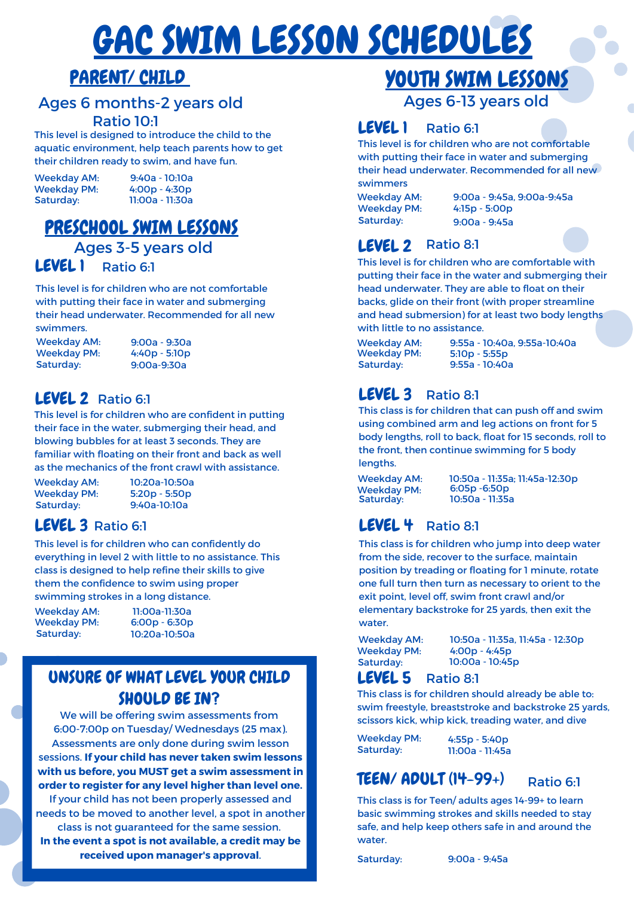# GAC SWIM LESSON SCHEDULES

## PARENT/ CHILD

Ages 6 months-2 years old

Ratio 10:1

This level is designed to introduce the child to the aquatic environment, help teach parents how to get their children ready to swim, and have fun.

| | |
|---|---|
| Weekday AM: | 9:40a - 10:10a |
| Weekday PM: | 4:00p - 4:30p |
| Saturday: | 11:00a - 11:30a |

## PRESCHOOL SWIM LESSONS

Ages 3-5 years old

### LEVEL 1 Ratio 6:1

This level is for children who are not comfortable with putting their face in water and submerging their head underwater. Recommended for all new swimmers.

| | |
|---|---|
| Weekday AM: | 9:00a - 9:30a |
| Weekday PM: | 4:40p - 5:10p |
| Saturday: | 9:00a-9:30a |

### LEVEL 2 Ratio 6:1

This level is for children who are confident in putting their face in the water, submerging their head, and blowing bubbles for at least 3 seconds. They are familiar with floating on their front and back as well as the mechanics of the front crawl with assistance.

| | |
|---|---|
| Weekday AM: | 10:20a-10:50a |
| Weekday PM: | 5:20p - 5:50p |
| Saturday: | 9:40a-10:10a |

### LEVEL 3 Ratio 6:1

This level is for children who can confidently do everything in level 2 with little to no assistance. This class is designed to help refine their skills to give them the confidence to swim using proper swimming strokes in a long distance.

| | |
|---|---|
| Weekday AM: | 11:00a-11:30a |
| Weekday PM: | 6:00p - 6:30p |
| Saturday: | 10:20a-10:50a |

## UNSURE OF WHAT LEVEL YOUR CHILD SHOULD BE IN?

We will be offering swim assessments from 6:00-7:00p on Tuesday/ Wednesdays (25 max). Assessments are only done during swim lesson sessions. **If your child has never taken swim lessons with us before, you MUST get a swim assessment in order to register for any level higher than level one.** If your child has not been properly assessed and needs to be moved to another level, a spot in another class is not guaranteed for the same session. **In the event a spot is not available, a credit may be received upon manager's approval**.

## YOUTH SWIM LESSONS

Ages 6-13 years old

### LEVEL 1 Ratio 6:1

This level is for children who are not comfortable with putting their face in water and submerging their head underwater. Recommended for all new swimmers

| | |
|---|---|
| Weekday AM: | 9:00a - 9:45a, 9:00a-9:45a |
| Weekday PM: | 4:15p - 5:00p |
| Saturday: | 9:00a - 9:45a |

### LEVEL 2 Ratio 8:1

This level is for children who are comfortable with putting their face in the water and submerging their head underwater. They are able to float on their backs, glide on their front (with proper streamline and head submersion) for at least two body lengths with little to no assistance.

| | |
|---|---|
| Weekday AM: | 9:55a - 10:40a, 9:55a-10:40a |
| Weekday PM: | 5:10p - 5:55p |
| Saturday: | 9:55a - 10:40a |

### LEVEL 3 Ratio 8:1

This class is for children that can push off and swim using combined arm and leg actions on front for 5 body lengths, roll to back, float for 15 seconds, roll to the front, then continue swimming for 5 body lengths.

| | |
|---|---|
| Weekday AM: | 10:50a - 11:35a; 11:45a-12:30p |
| Weekday PM: | 6:05p -6:50p |
| Saturday: | 10:50a - 11:35a |

### LEVEL 4 Ratio 8:1

This class is for children who jump into deep water from the side, recover to the surface, maintain position by treading or floating for 1 minute, rotate one full turn then turn as necessary to orient to the exit point, level off, swim front crawl and/or elementary backstroke for 25 yards, then exit the water.

| | |
|---|---|
| Weekday AM: | 10:50a - 11:35a, 11:45a - 12:30p |
| Weekday PM: | 4:00p - 4:45p |
| Saturday: | 10:00a - 10:45p |

### LEVEL 5 Ratio 8:1

This class is for children should already be able to: swim freestyle, breaststroke and backstroke 25 yards, scissors kick, whip kick, treading water, and dive

| | |
|---|---|
| Weekday PM: | 4:55p - 5:40p |
| Saturday: | 11:00a - 11:45a |

## TEEN/ ADULT (14-99+) Ratio 6:1

This class is for Teen/ adults ages 14-99+ to learn basic swimming strokes and skills needed to stay safe, and help keep others safe in and around the water.

| | |
|---|---|
| Saturday: | 9:00a - 9:45a |